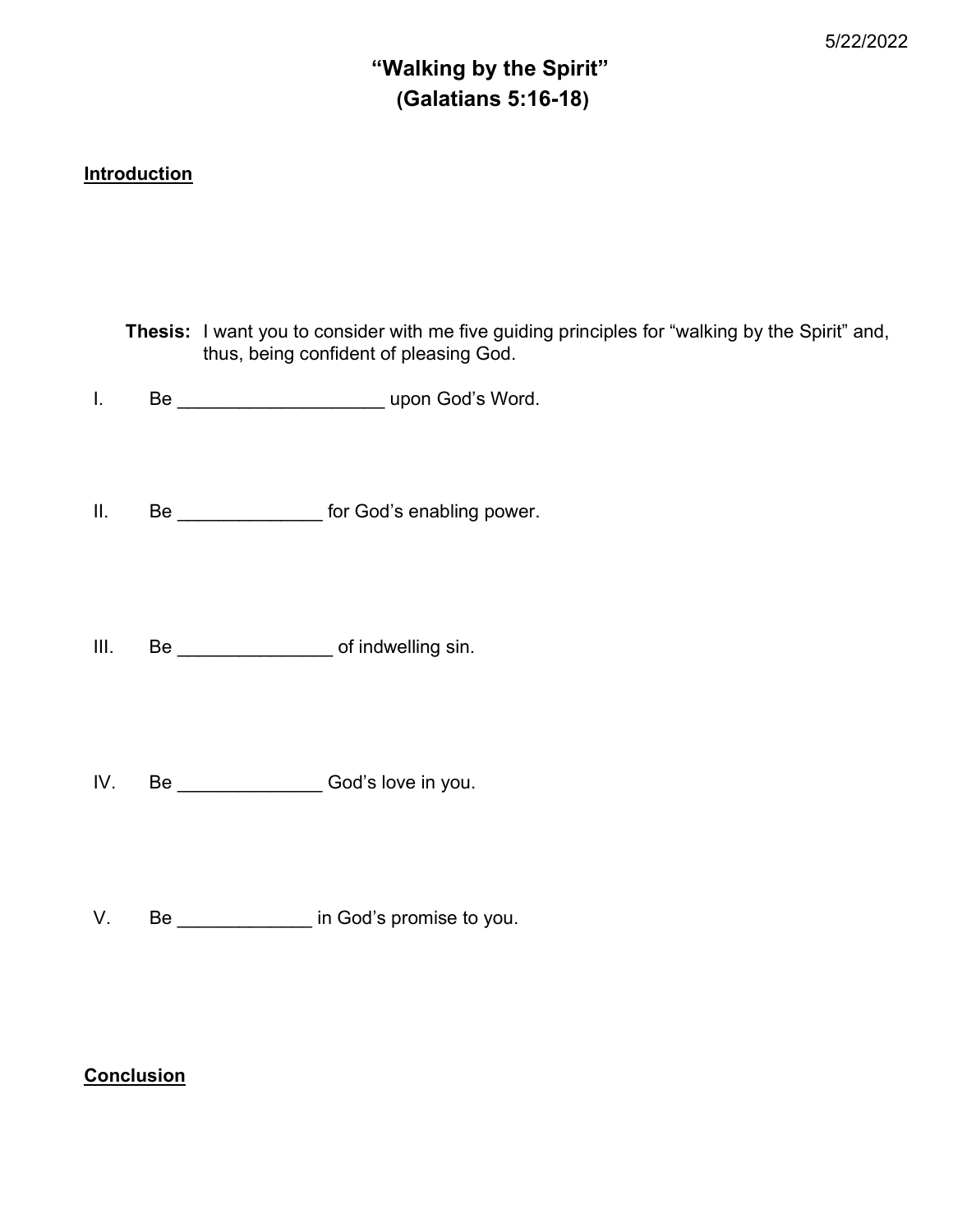5/22/2022

# "Walking by the Spirit"
## (Galatians 5:16-18)

**Introduction**

**Thesis:** I want you to consider with me five guiding principles for "walking by the Spirit" and, thus, being confident of pleasing God.

I. Be ____________________ upon God's Word.

II. Be ______________ for God's enabling power.

III. Be _______________ of indwelling sin.

IV. Be ______________ God's love in you.

V. Be _____________ in God's promise to you.

**Conclusion**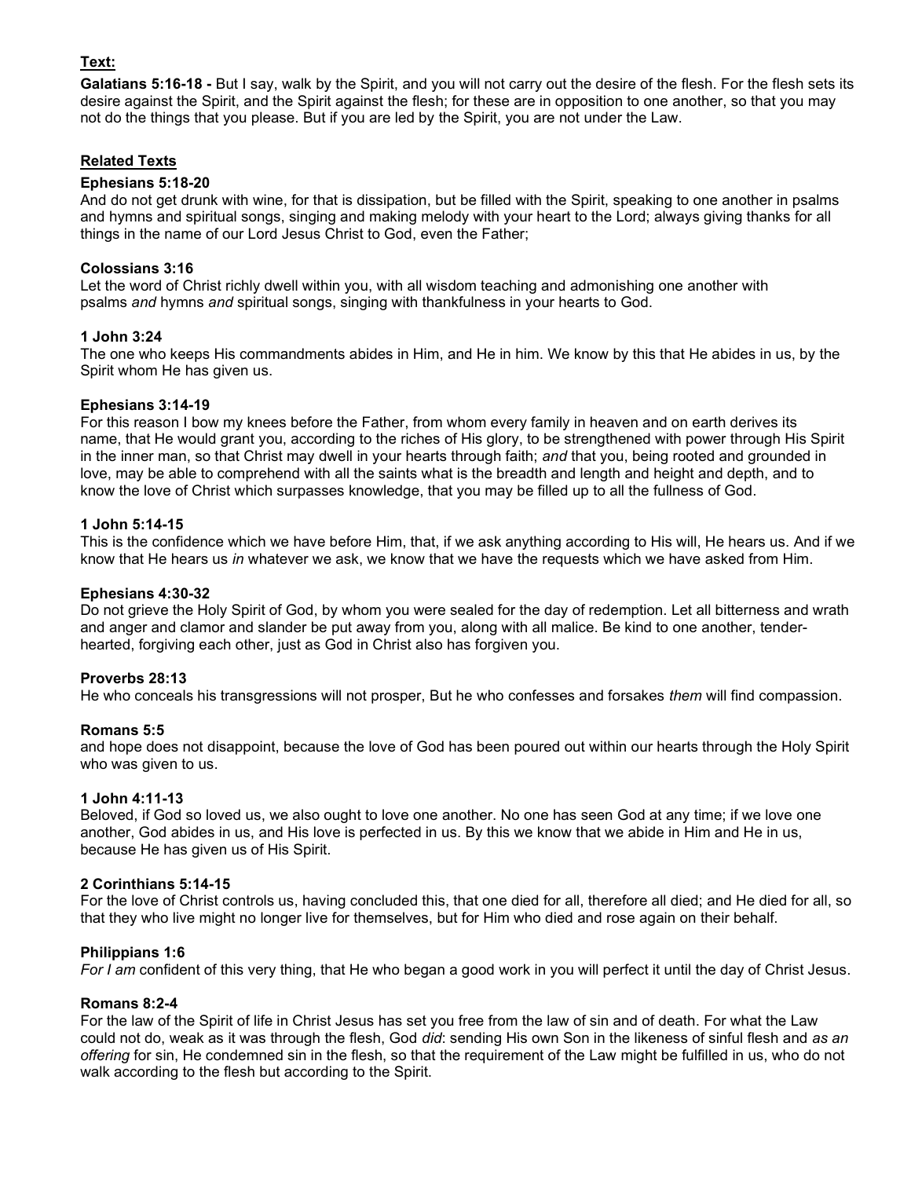**Text:**

**Galatians 5:16-18 -** But I say, walk by the Spirit, and you will not carry out the desire of the flesh. For the flesh sets its desire against the Spirit, and the Spirit against the flesh; for these are in opposition to one another, so that you may not do the things that you please. But if you are led by the Spirit, you are not under the Law.

**Related Texts**

**Ephesians 5:18-20**
And do not get drunk with wine, for that is dissipation, but be filled with the Spirit, speaking to one another in psalms and hymns and spiritual songs, singing and making melody with your heart to the Lord; always giving thanks for all things in the name of our Lord Jesus Christ to God, even the Father;

**Colossians 3:16**
Let the word of Christ richly dwell within you, with all wisdom teaching and admonishing one another with psalms *and* hymns *and* spiritual songs, singing with thankfulness in your hearts to God.

**1 John 3:24**
The one who keeps His commandments abides in Him, and He in him. We know by this that He abides in us, by the Spirit whom He has given us.

**Ephesians 3:14-19**
For this reason I bow my knees before the Father, from whom every family in heaven and on earth derives its name, that He would grant you, according to the riches of His glory, to be strengthened with power through His Spirit in the inner man, so that Christ may dwell in your hearts through faith; *and* that you, being rooted and grounded in love, may be able to comprehend with all the saints what is the breadth and length and height and depth, and to know the love of Christ which surpasses knowledge, that you may be filled up to all the fullness of God.

**1 John 5:14-15**
This is the confidence which we have before Him, that, if we ask anything according to His will, He hears us. And if we know that He hears us *in* whatever we ask, we know that we have the requests which we have asked from Him.

**Ephesians 4:30-32**
Do not grieve the Holy Spirit of God, by whom you were sealed for the day of redemption. Let all bitterness and wrath and anger and clamor and slander be put away from you, along with all malice. Be kind to one another, tender-hearted, forgiving each other, just as God in Christ also has forgiven you.

**Proverbs 28:13**
He who conceals his transgressions will not prosper, But he who confesses and forsakes *them* will find compassion.

**Romans 5:5**
and hope does not disappoint, because the love of God has been poured out within our hearts through the Holy Spirit who was given to us.

**1 John 4:11-13**
Beloved, if God so loved us, we also ought to love one another. No one has seen God at any time; if we love one another, God abides in us, and His love is perfected in us. By this we know that we abide in Him and He in us, because He has given us of His Spirit.

**2 Corinthians 5:14-15**
For the love of Christ controls us, having concluded this, that one died for all, therefore all died; and He died for all, so that they who live might no longer live for themselves, but for Him who died and rose again on their behalf.

**Philippians 1:6**
*For I am* confident of this very thing, that He who began a good work in you will perfect it until the day of Christ Jesus.

**Romans 8:2-4**
For the law of the Spirit of life in Christ Jesus has set you free from the law of sin and of death. For what the Law could not do, weak as it was through the flesh, God *did*: sending His own Son in the likeness of sinful flesh and *as an offering* for sin, He condemned sin in the flesh, so that the requirement of the Law might be fulfilled in us, who do not walk according to the flesh but according to the Spirit.